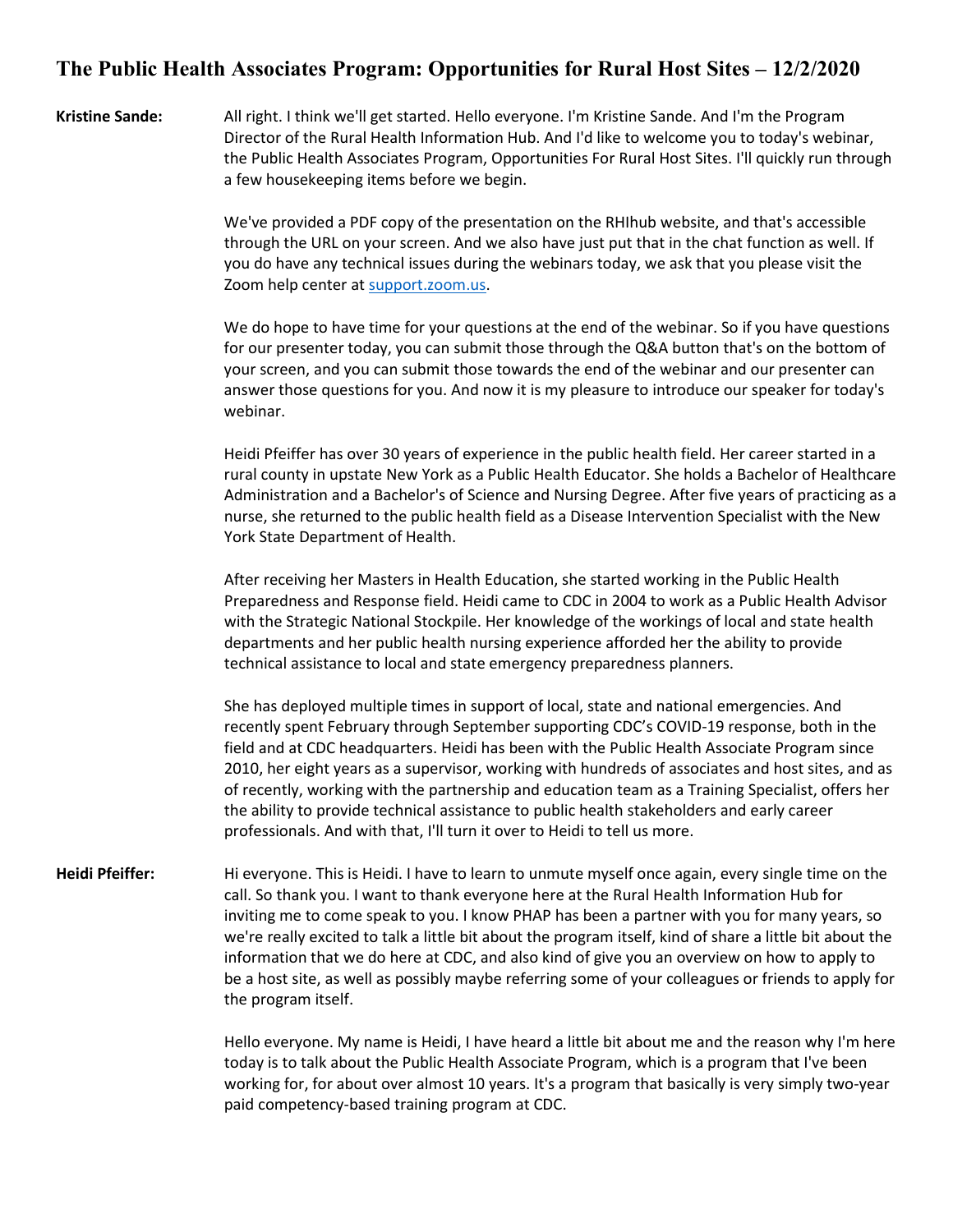# The Public Health Associates Program: Opportunities for Rural Host Sites – 12/2/2020

**Kristine Sande:** All right. I think we'll get started. Hello everyone. I'm Kristine Sande. And I'm the Program Director of the Rural Health Information Hub. And I'd like to welcome you to today's webinar, the Public Health Associates Program, Opportunities For Rural Host Sites. I'll quickly run through a few housekeeping items before we begin.

We've provided a PDF copy of the presentation on the RHIhub website, and that's accessible through the URL on your screen. And we also have just put that in the chat function as well. If you do have any technical issues during the webinars today, we ask that you please visit the Zoom help center at support.zoom.us.

We do hope to have time for your questions at the end of the webinar. So if you have questions for our presenter today, you can submit those through the Q&A button that's on the bottom of your screen, and you can submit those towards the end of the webinar and our presenter can answer those questions for you. And now it is my pleasure to introduce our speaker for today's webinar.

Heidi Pfeiffer has over 30 years of experience in the public health field. Her career started in a rural county in upstate New York as a Public Health Educator. She holds a Bachelor of Healthcare Administration and a Bachelor's of Science and Nursing Degree. After five years of practicing as a nurse, she returned to the public health field as a Disease Intervention Specialist with the New York State Department of Health.

After receiving her Masters in Health Education, she started working in the Public Health Preparedness and Response field. Heidi came to CDC in 2004 to work as a Public Health Advisor with the Strategic National Stockpile. Her knowledge of the workings of local and state health departments and her public health nursing experience afforded her the ability to provide technical assistance to local and state emergency preparedness planners.

She has deployed multiple times in support of local, state and national emergencies. And recently spent February through September supporting CDC's COVID-19 response, both in the field and at CDC headquarters. Heidi has been with the Public Health Associate Program since 2010, her eight years as a supervisor, working with hundreds of associates and host sites, and as of recently, working with the partnership and education team as a Training Specialist, offers her the ability to provide technical assistance to public health stakeholders and early career professionals. And with that, I'll turn it over to Heidi to tell us more.

**Heidi Pfeiffer:** Hi everyone. This is Heidi. I have to learn to unmute myself once again, every single time on the call. So thank you. I want to thank everyone here at the Rural Health Information Hub for inviting me to come speak to you. I know PHAP has been a partner with you for many years, so we're really excited to talk a little bit about the program itself, kind of share a little bit about the information that we do here at CDC, and also kind of give you an overview on how to apply to be a host site, as well as possibly maybe referring some of your colleagues or friends to apply for the program itself.

Hello everyone. My name is Heidi, I have heard a little bit about me and the reason why I'm here today is to talk about the Public Health Associate Program, which is a program that I've been working for, for about over almost 10 years. It's a program that basically is very simply two-year paid competency-based training program at CDC.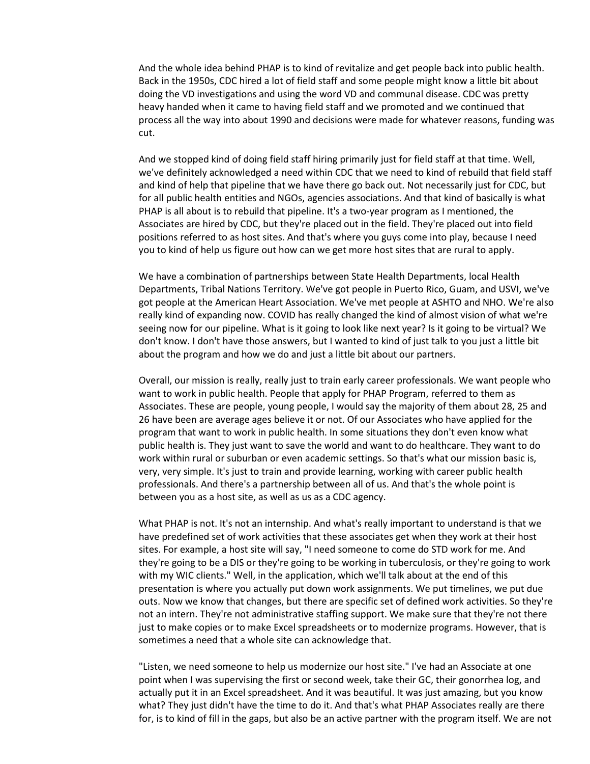And the whole idea behind PHAP is to kind of revitalize and get people back into public health. Back in the 1950s, CDC hired a lot of field staff and some people might know a little bit about doing the VD investigations and using the word VD and communal disease. CDC was pretty heavy handed when it came to having field staff and we promoted and we continued that process all the way into about 1990 and decisions were made for whatever reasons, funding was cut.

And we stopped kind of doing field staff hiring primarily just for field staff at that time. Well, we've definitely acknowledged a need within CDC that we need to kind of rebuild that field staff and kind of help that pipeline that we have there go back out. Not necessarily just for CDC, but for all public health entities and NGOs, agencies associations. And that kind of basically is what PHAP is all about is to rebuild that pipeline. It's a two-year program as I mentioned, the Associates are hired by CDC, but they're placed out in the field. They're placed out into field positions referred to as host sites. And that's where you guys come into play, because I need you to kind of help us figure out how can we get more host sites that are rural to apply.

We have a combination of partnerships between State Health Departments, local Health Departments, Tribal Nations Territory. We've got people in Puerto Rico, Guam, and USVI, we've got people at the American Heart Association. We've met people at ASHTO and NHO. We're also really kind of expanding now. COVID has really changed the kind of almost vision of what we're seeing now for our pipeline. What is it going to look like next year? Is it going to be virtual? We don't know. I don't have those answers, but I wanted to kind of just talk to you just a little bit about the program and how we do and just a little bit about our partners.

Overall, our mission is really, really just to train early career professionals. We want people who want to work in public health. People that apply for PHAP Program, referred to them as Associates. These are people, young people, I would say the majority of them about 28, 25 and 26 have been are average ages believe it or not. Of our Associates who have applied for the program that want to work in public health. In some situations they don't even know what public health is. They just want to save the world and want to do healthcare. They want to do work within rural or suburban or even academic settings. So that's what our mission basic is, very, very simple. It's just to train and provide learning, working with career public health professionals. And there's a partnership between all of us. And that's the whole point is between you as a host site, as well as us as a CDC agency.

What PHAP is not. It's not an internship. And what's really important to understand is that we have predefined set of work activities that these associates get when they work at their host sites. For example, a host site will say, "I need someone to come do STD work for me. And they're going to be a DIS or they're going to be working in tuberculosis, or they're going to work with my WIC clients." Well, in the application, which we'll talk about at the end of this presentation is where you actually put down work assignments. We put timelines, we put due outs. Now we know that changes, but there are specific set of defined work activities. So they're not an intern. They're not administrative staffing support. We make sure that they're not there just to make copies or to make Excel spreadsheets or to modernize programs. However, that is sometimes a need that a whole site can acknowledge that.

"Listen, we need someone to help us modernize our host site." I've had an Associate at one point when I was supervising the first or second week, take their GC, their gonorrhea log, and actually put it in an Excel spreadsheet. And it was beautiful. It was just amazing, but you know what? They just didn't have the time to do it. And that's what PHAP Associates really are there for, is to kind of fill in the gaps, but also be an active partner with the program itself. We are not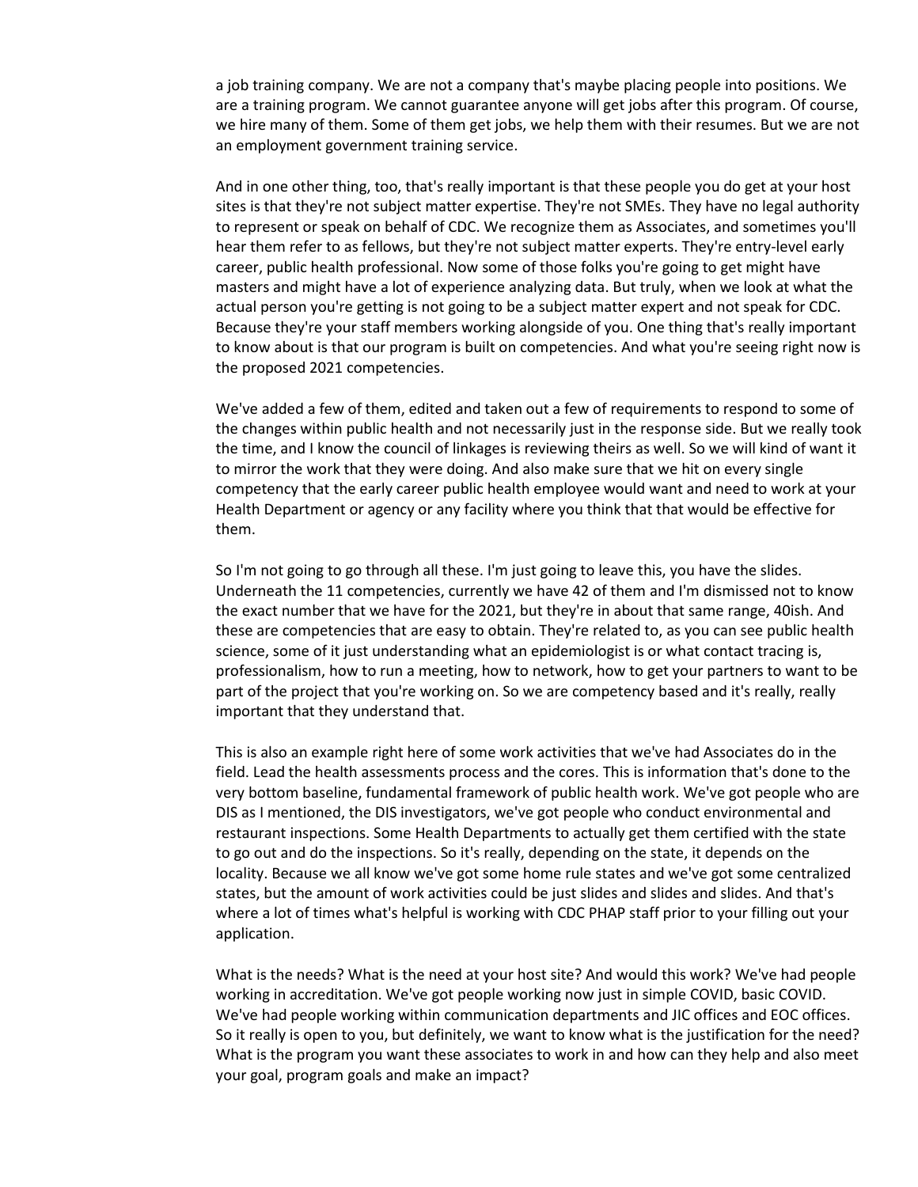a job training company. We are not a company that's maybe placing people into positions. We are a training program. We cannot guarantee anyone will get jobs after this program. Of course, we hire many of them. Some of them get jobs, we help them with their resumes. But we are not an employment government training service.

And in one other thing, too, that's really important is that these people you do get at your host sites is that they're not subject matter expertise. They're not SMEs. They have no legal authority to represent or speak on behalf of CDC. We recognize them as Associates, and sometimes you'll hear them refer to as fellows, but they're not subject matter experts. They're entry-level early career, public health professional. Now some of those folks you're going to get might have masters and might have a lot of experience analyzing data. But truly, when we look at what the actual person you're getting is not going to be a subject matter expert and not speak for CDC. Because they're your staff members working alongside of you. One thing that's really important to know about is that our program is built on competencies. And what you're seeing right now is the proposed 2021 competencies.

We've added a few of them, edited and taken out a few of requirements to respond to some of the changes within public health and not necessarily just in the response side. But we really took the time, and I know the council of linkages is reviewing theirs as well. So we will kind of want it to mirror the work that they were doing. And also make sure that we hit on every single competency that the early career public health employee would want and need to work at your Health Department or agency or any facility where you think that that would be effective for them.

So I'm not going to go through all these. I'm just going to leave this, you have the slides. Underneath the 11 competencies, currently we have 42 of them and I'm dismissed not to know the exact number that we have for the 2021, but they're in about that same range, 40ish. And these are competencies that are easy to obtain. They're related to, as you can see public health science, some of it just understanding what an epidemiologist is or what contact tracing is, professionalism, how to run a meeting, how to network, how to get your partners to want to be part of the project that you're working on. So we are competency based and it's really, really important that they understand that.

This is also an example right here of some work activities that we've had Associates do in the field. Lead the health assessments process and the cores. This is information that's done to the very bottom baseline, fundamental framework of public health work. We've got people who are DIS as I mentioned, the DIS investigators, we've got people who conduct environmental and restaurant inspections. Some Health Departments to actually get them certified with the state to go out and do the inspections. So it's really, depending on the state, it depends on the locality. Because we all know we've got some home rule states and we've got some centralized states, but the amount of work activities could be just slides and slides and slides. And that's where a lot of times what's helpful is working with CDC PHAP staff prior to your filling out your application.

What is the needs? What is the need at your host site? And would this work? We've had people working in accreditation. We've got people working now just in simple COVID, basic COVID. We've had people working within communication departments and JIC offices and EOC offices. So it really is open to you, but definitely, we want to know what is the justification for the need? What is the program you want these associates to work in and how can they help and also meet your goal, program goals and make an impact?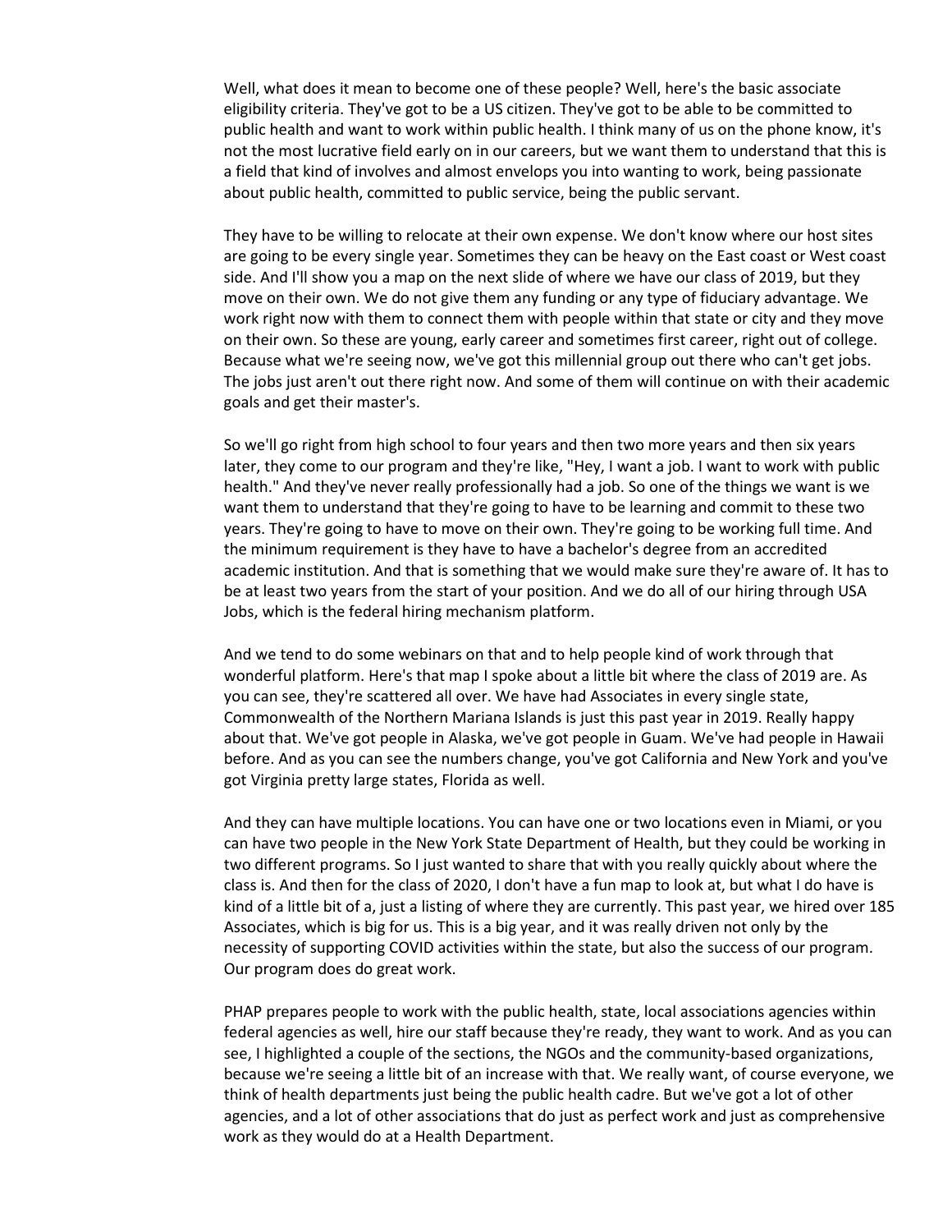Well, what does it mean to become one of these people? Well, here's the basic associate eligibility criteria. They've got to be a US citizen. They've got to be able to be committed to public health and want to work within public health. I think many of us on the phone know, it's not the most lucrative field early on in our careers, but we want them to understand that this is a field that kind of involves and almost envelops you into wanting to work, being passionate about public health, committed to public service, being the public servant.

They have to be willing to relocate at their own expense. We don't know where our host sites are going to be every single year. Sometimes they can be heavy on the East coast or West coast side. And I'll show you a map on the next slide of where we have our class of 2019, but they move on their own. We do not give them any funding or any type of fiduciary advantage. We work right now with them to connect them with people within that state or city and they move on their own. So these are young, early career and sometimes first career, right out of college. Because what we're seeing now, we've got this millennial group out there who can't get jobs. The jobs just aren't out there right now. And some of them will continue on with their academic goals and get their master's.

So we'll go right from high school to four years and then two more years and then six years later, they come to our program and they're like, "Hey, I want a job. I want to work with public health." And they've never really professionally had a job. So one of the things we want is we want them to understand that they're going to have to be learning and commit to these two years. They're going to have to move on their own. They're going to be working full time. And the minimum requirement is they have to have a bachelor's degree from an accredited academic institution. And that is something that we would make sure they're aware of. It has to be at least two years from the start of your position. And we do all of our hiring through USA Jobs, which is the federal hiring mechanism platform.

And we tend to do some webinars on that and to help people kind of work through that wonderful platform. Here's that map I spoke about a little bit where the class of 2019 are. As you can see, they're scattered all over. We have had Associates in every single state, Commonwealth of the Northern Mariana Islands is just this past year in 2019. Really happy about that. We've got people in Alaska, we've got people in Guam. We've had people in Hawaii before. And as you can see the numbers change, you've got California and New York and you've got Virginia pretty large states, Florida as well.

And they can have multiple locations. You can have one or two locations even in Miami, or you can have two people in the New York State Department of Health, but they could be working in two different programs. So I just wanted to share that with you really quickly about where the class is. And then for the class of 2020, I don't have a fun map to look at, but what I do have is kind of a little bit of a, just a listing of where they are currently. This past year, we hired over 185 Associates, which is big for us. This is a big year, and it was really driven not only by the necessity of supporting COVID activities within the state, but also the success of our program. Our program does do great work.

PHAP prepares people to work with the public health, state, local associations agencies within federal agencies as well, hire our staff because they're ready, they want to work. And as you can see, I highlighted a couple of the sections, the NGOs and the community-based organizations, because we're seeing a little bit of an increase with that. We really want, of course everyone, we think of health departments just being the public health cadre. But we've got a lot of other agencies, and a lot of other associations that do just as perfect work and just as comprehensive work as they would do at a Health Department.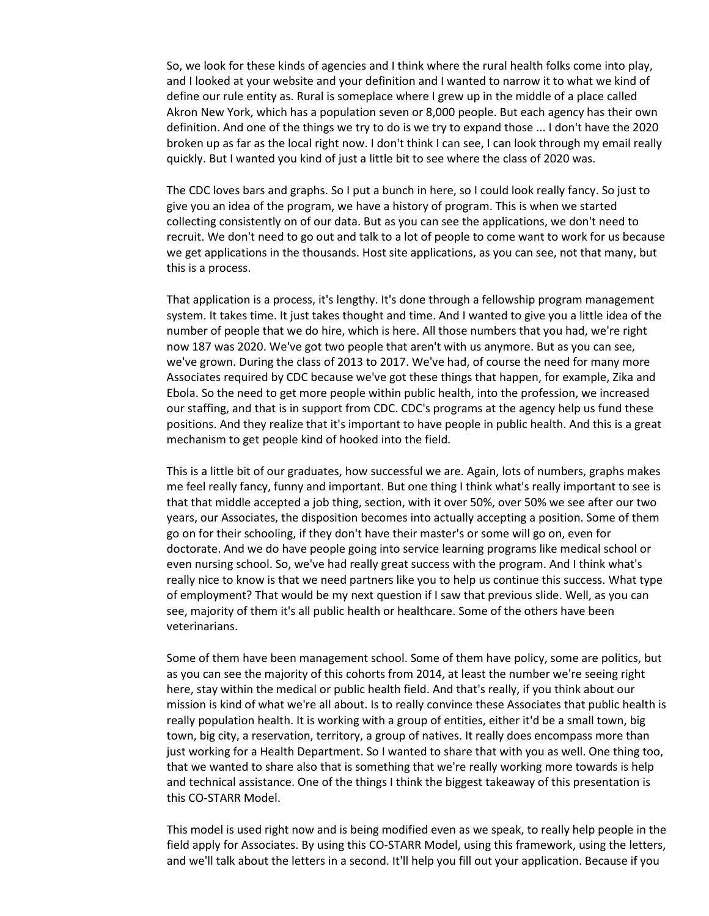So, we look for these kinds of agencies and I think where the rural health folks come into play, and I looked at your website and your definition and I wanted to narrow it to what we kind of define our rule entity as. Rural is someplace where I grew up in the middle of a place called Akron New York, which has a population seven or 8,000 people. But each agency has their own definition. And one of the things we try to do is we try to expand those ... I don't have the 2020 broken up as far as the local right now. I don't think I can see, I can look through my email really quickly. But I wanted you kind of just a little bit to see where the class of 2020 was.

The CDC loves bars and graphs. So I put a bunch in here, so I could look really fancy. So just to give you an idea of the program, we have a history of program. This is when we started collecting consistently on of our data. But as you can see the applications, we don't need to recruit. We don't need to go out and talk to a lot of people to come want to work for us because we get applications in the thousands. Host site applications, as you can see, not that many, but this is a process.

That application is a process, it's lengthy. It's done through a fellowship program management system. It takes time. It just takes thought and time. And I wanted to give you a little idea of the number of people that we do hire, which is here. All those numbers that you had, we're right now 187 was 2020. We've got two people that aren't with us anymore. But as you can see, we've grown. During the class of 2013 to 2017. We've had, of course the need for many more Associates required by CDC because we've got these things that happen, for example, Zika and Ebola. So the need to get more people within public health, into the profession, we increased our staffing, and that is in support from CDC. CDC's programs at the agency help us fund these positions. And they realize that it's important to have people in public health. And this is a great mechanism to get people kind of hooked into the field.

This is a little bit of our graduates, how successful we are. Again, lots of numbers, graphs makes me feel really fancy, funny and important. But one thing I think what's really important to see is that that middle accepted a job thing, section, with it over 50%, over 50% we see after our two years, our Associates, the disposition becomes into actually accepting a position. Some of them go on for their schooling, if they don't have their master's or some will go on, even for doctorate. And we do have people going into service learning programs like medical school or even nursing school. So, we've had really great success with the program. And I think what's really nice to know is that we need partners like you to help us continue this success. What type of employment? That would be my next question if I saw that previous slide. Well, as you can see, majority of them it's all public health or healthcare. Some of the others have been veterinarians.

Some of them have been management school. Some of them have policy, some are politics, but as you can see the majority of this cohorts from 2014, at least the number we're seeing right here, stay within the medical or public health field. And that's really, if you think about our mission is kind of what we're all about. Is to really convince these Associates that public health is really population health. It is working with a group of entities, either it'd be a small town, big town, big city, a reservation, territory, a group of natives. It really does encompass more than just working for a Health Department. So I wanted to share that with you as well. One thing too, that we wanted to share also that is something that we're really working more towards is help and technical assistance. One of the things I think the biggest takeaway of this presentation is this CO-STARR Model.

This model is used right now and is being modified even as we speak, to really help people in the field apply for Associates. By using this CO-STARR Model, using this framework, using the letters, and we'll talk about the letters in a second. It'll help you fill out your application. Because if you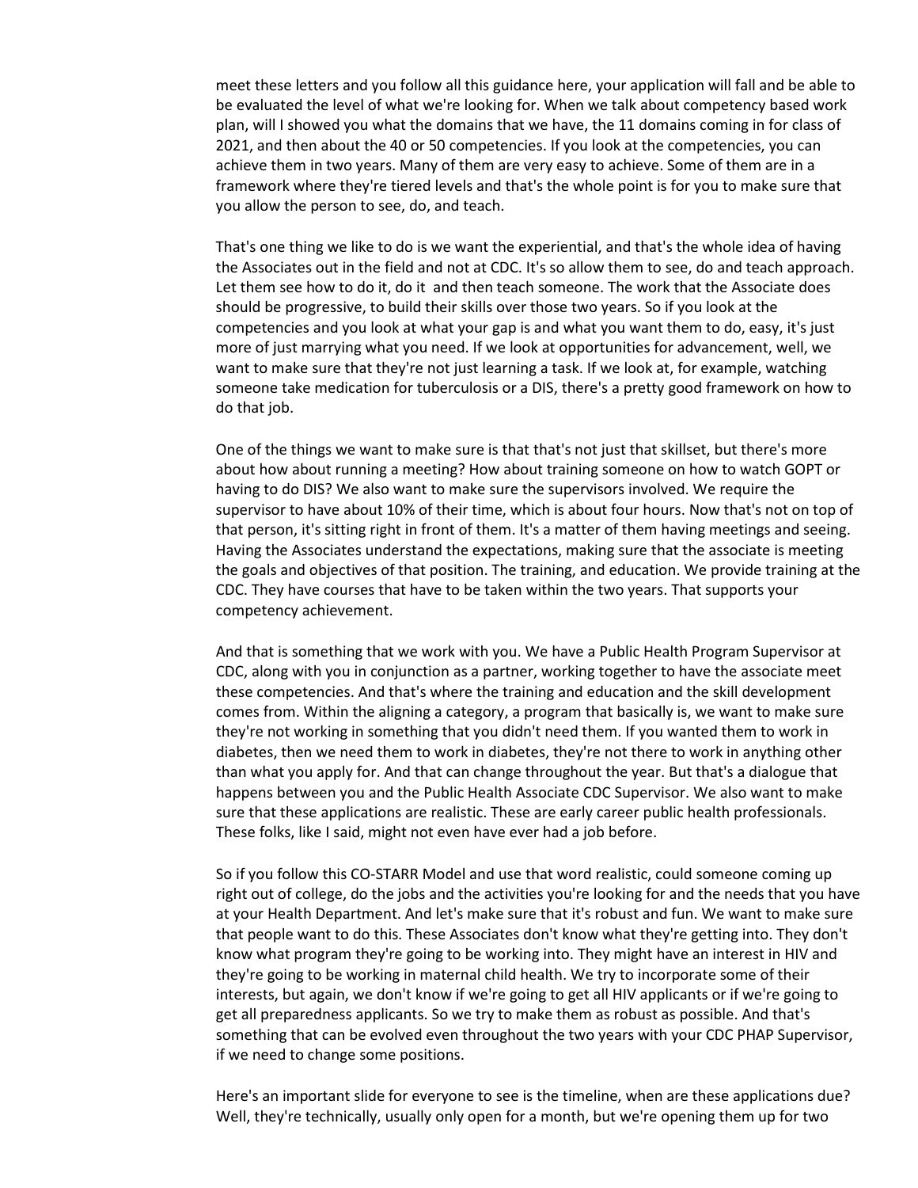meet these letters and you follow all this guidance here, your application will fall and be able to be evaluated the level of what we're looking for. When we talk about competency based work plan, will I showed you what the domains that we have, the 11 domains coming in for class of 2021, and then about the 40 or 50 competencies. If you look at the competencies, you can achieve them in two years. Many of them are very easy to achieve. Some of them are in a framework where they're tiered levels and that's the whole point is for you to make sure that you allow the person to see, do, and teach.

That's one thing we like to do is we want the experiential, and that's the whole idea of having the Associates out in the field and not at CDC. It's so allow them to see, do and teach approach. Let them see how to do it, do it and then teach someone. The work that the Associate does should be progressive, to build their skills over those two years. So if you look at the competencies and you look at what your gap is and what you want them to do, easy, it's just more of just marrying what you need. If we look at opportunities for advancement, well, we want to make sure that they're not just learning a task. If we look at, for example, watching someone take medication for tuberculosis or a DIS, there's a pretty good framework on how to do that job.

One of the things we want to make sure is that that's not just that skillset, but there's more about how about running a meeting? How about training someone on how to watch GOPT or having to do DIS? We also want to make sure the supervisors involved. We require the supervisor to have about 10% of their time, which is about four hours. Now that's not on top of that person, it's sitting right in front of them. It's a matter of them having meetings and seeing. Having the Associates understand the expectations, making sure that the associate is meeting the goals and objectives of that position. The training, and education. We provide training at the CDC. They have courses that have to be taken within the two years. That supports your competency achievement.

And that is something that we work with you. We have a Public Health Program Supervisor at CDC, along with you in conjunction as a partner, working together to have the associate meet these competencies. And that's where the training and education and the skill development comes from. Within the aligning a category, a program that basically is, we want to make sure they're not working in something that you didn't need them. If you wanted them to work in diabetes, then we need them to work in diabetes, they're not there to work in anything other than what you apply for. And that can change throughout the year. But that's a dialogue that happens between you and the Public Health Associate CDC Supervisor. We also want to make sure that these applications are realistic. These are early career public health professionals. These folks, like I said, might not even have ever had a job before.

So if you follow this CO-STARR Model and use that word realistic, could someone coming up right out of college, do the jobs and the activities you're looking for and the needs that you have at your Health Department. And let's make sure that it's robust and fun. We want to make sure that people want to do this. These Associates don't know what they're getting into. They don't know what program they're going to be working into. They might have an interest in HIV and they're going to be working in maternal child health. We try to incorporate some of their interests, but again, we don't know if we're going to get all HIV applicants or if we're going to get all preparedness applicants. So we try to make them as robust as possible. And that's something that can be evolved even throughout the two years with your CDC PHAP Supervisor, if we need to change some positions.

Here's an important slide for everyone to see is the timeline, when are these applications due? Well, they're technically, usually only open for a month, but we're opening them up for two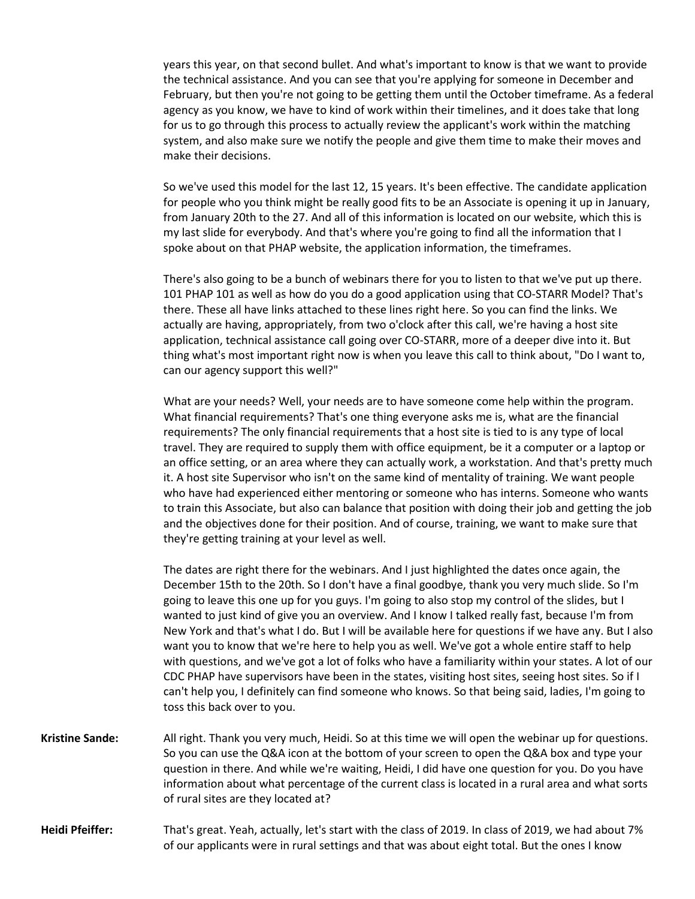years this year, on that second bullet. And what's important to know is that we want to provide the technical assistance. And you can see that you're applying for someone in December and February, but then you're not going to be getting them until the October timeframe. As a federal agency as you know, we have to kind of work within their timelines, and it does take that long for us to go through this process to actually review the applicant's work within the matching system, and also make sure we notify the people and give them time to make their moves and make their decisions.

So we've used this model for the last 12, 15 years. It's been effective. The candidate application for people who you think might be really good fits to be an Associate is opening it up in January, from January 20th to the 27. And all of this information is located on our website, which this is my last slide for everybody. And that's where you're going to find all the information that I spoke about on that PHAP website, the application information, the timeframes.

There's also going to be a bunch of webinars there for you to listen to that we've put up there. 101 PHAP 101 as well as how do you do a good application using that CO-STARR Model? That's there. These all have links attached to these lines right here. So you can find the links. We actually are having, appropriately, from two o'clock after this call, we're having a host site application, technical assistance call going over CO-STARR, more of a deeper dive into it. But thing what's most important right now is when you leave this call to think about, "Do I want to, can our agency support this well?"

What are your needs? Well, your needs are to have someone come help within the program. What financial requirements? That's one thing everyone asks me is, what are the financial requirements? The only financial requirements that a host site is tied to is any type of local travel. They are required to supply them with office equipment, be it a computer or a laptop or an office setting, or an area where they can actually work, a workstation. And that's pretty much it. A host site Supervisor who isn't on the same kind of mentality of training. We want people who have had experienced either mentoring or someone who has interns. Someone who wants to train this Associate, but also can balance that position with doing their job and getting the job and the objectives done for their position. And of course, training, we want to make sure that they're getting training at your level as well.

The dates are right there for the webinars. And I just highlighted the dates once again, the December 15th to the 20th. So I don't have a final goodbye, thank you very much slide. So I'm going to leave this one up for you guys. I'm going to also stop my control of the slides, but I wanted to just kind of give you an overview. And I know I talked really fast, because I'm from New York and that's what I do. But I will be available here for questions if we have any. But I also want you to know that we're here to help you as well. We've got a whole entire staff to help with questions, and we've got a lot of folks who have a familiarity within your states. A lot of our CDC PHAP have supervisors have been in the states, visiting host sites, seeing host sites. So if I can't help you, I definitely can find someone who knows. So that being said, ladies, I'm going to toss this back over to you.

**Kristine Sande:** All right. Thank you very much, Heidi. So at this time we will open the webinar up for questions. So you can use the Q&A icon at the bottom of your screen to open the Q&A box and type your question in there. And while we're waiting, Heidi, I did have one question for you. Do you have information about what percentage of the current class is located in a rural area and what sorts of rural sites are they located at?

**Heidi Pfeiffer:** That's great. Yeah, actually, let's start with the class of 2019. In class of 2019, we had about 7% of our applicants were in rural settings and that was about eight total. But the ones I know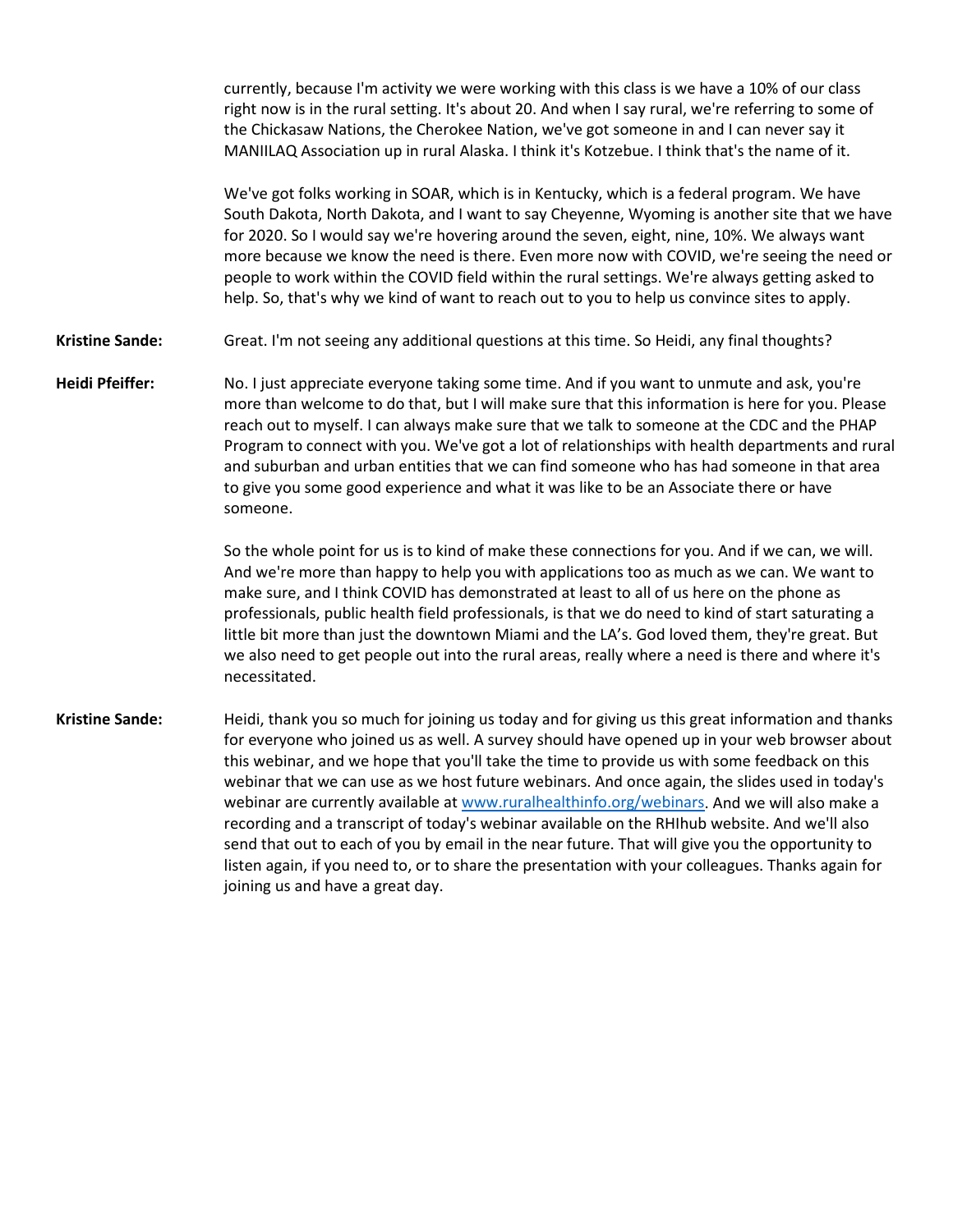currently, because I'm activity we were working with this class is we have a 10% of our class right now is in the rural setting. It's about 20. And when I say rural, we're referring to some of the Chickasaw Nations, the Cherokee Nation, we've got someone in and I can never say it MANIILAQ Association up in rural Alaska. I think it's Kotzebue. I think that's the name of it.

We've got folks working in SOAR, which is in Kentucky, which is a federal program. We have South Dakota, North Dakota, and I want to say Cheyenne, Wyoming is another site that we have for 2020. So I would say we're hovering around the seven, eight, nine, 10%. We always want more because we know the need is there. Even more now with COVID, we're seeing the need or people to work within the COVID field within the rural settings. We're always getting asked to help. So, that's why we kind of want to reach out to you to help us convince sites to apply.

**Kristine Sande:** Great. I'm not seeing any additional questions at this time. So Heidi, any final thoughts?

**Heidi Pfeiffer:** No. I just appreciate everyone taking some time. And if you want to unmute and ask, you're more than welcome to do that, but I will make sure that this information is here for you. Please reach out to myself. I can always make sure that we talk to someone at the CDC and the PHAP Program to connect with you. We've got a lot of relationships with health departments and rural and suburban and urban entities that we can find someone who has had someone in that area to give you some good experience and what it was like to be an Associate there or have someone.

So the whole point for us is to kind of make these connections for you. And if we can, we will. And we're more than happy to help you with applications too as much as we can. We want to make sure, and I think COVID has demonstrated at least to all of us here on the phone as professionals, public health field professionals, is that we do need to kind of start saturating a little bit more than just the downtown Miami and the LA's. God loved them, they're great. But we also need to get people out into the rural areas, really where a need is there and where it's necessitated.

**Kristine Sande:** Heidi, thank you so much for joining us today and for giving us this great information and thanks for everyone who joined us as well. A survey should have opened up in your web browser about this webinar, and we hope that you'll take the time to provide us with some feedback on this webinar that we can use as we host future webinars. And once again, the slides used in today's webinar are currently available at [www.ruralhealthinfo.org/webinars](www.ruralhealthinfo.org/webinars). And we will also make a recording and a transcript of today's webinar available on the RHIhub website. And we'll also send that out to each of you by email in the near future. That will give you the opportunity to listen again, if you need to, or to share the presentation with your colleagues. Thanks again for joining us and have a great day.